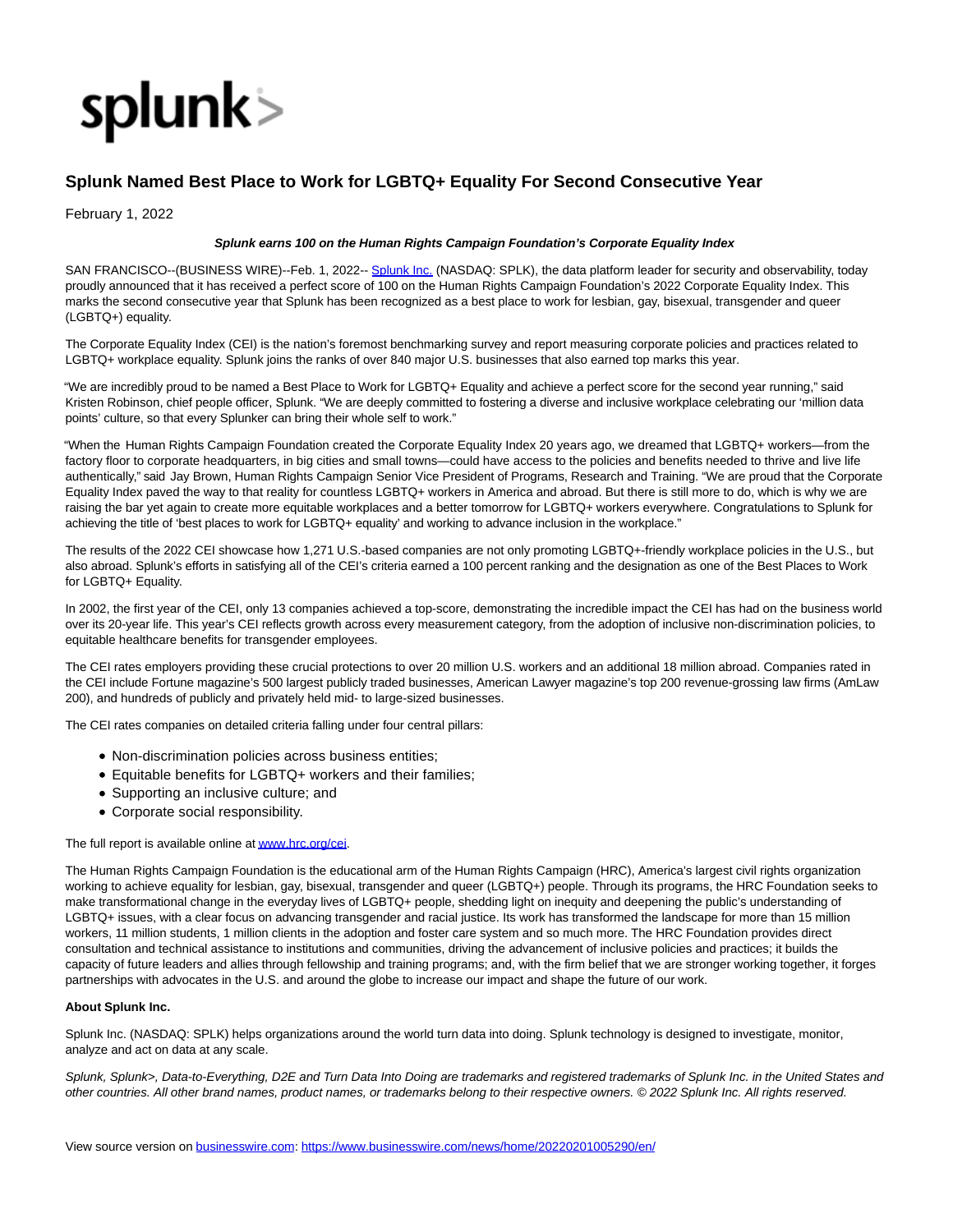# Splunk Named Best Place to Work for LGBTQ+ Equality For Second Consecutive Year

February 1, 2022

***Splunk earns 100 on the Human Rights Campaign Foundation's Corporate Equality Index***

SAN FRANCISCO--(BUSINESS WIRE)--Feb. 1, 2022-- Splunk Inc. (NASDAQ: SPLK), the data platform leader for security and observability, today proudly announced that it has received a perfect score of 100 on the Human Rights Campaign Foundation's 2022 Corporate Equality Index. This marks the second consecutive year that Splunk has been recognized as a best place to work for lesbian, gay, bisexual, transgender and queer (LGBTQ+) equality.

The Corporate Equality Index (CEI) is the nation's foremost benchmarking survey and report measuring corporate policies and practices related to LGBTQ+ workplace equality. Splunk joins the ranks of over 840 major U.S. businesses that also earned top marks this year.

"We are incredibly proud to be named a Best Place to Work for LGBTQ+ Equality and achieve a perfect score for the second year running," said Kristen Robinson, chief people officer, Splunk. "We are deeply committed to fostering a diverse and inclusive workplace celebrating our 'million data points' culture, so that every Splunker can bring their whole self to work."

"When the Human Rights Campaign Foundation created the Corporate Equality Index 20 years ago, we dreamed that LGBTQ+ workers—from the factory floor to corporate headquarters, in big cities and small towns—could have access to the policies and benefits needed to thrive and live life authentically," said Jay Brown, Human Rights Campaign Senior Vice President of Programs, Research and Training. "We are proud that the Corporate Equality Index paved the way to that reality for countless LGBTQ+ workers in America and abroad. But there is still more to do, which is why we are raising the bar yet again to create more equitable workplaces and a better tomorrow for LGBTQ+ workers everywhere. Congratulations to Splunk for achieving the title of 'best places to work for LGBTQ+ equality' and working to advance inclusion in the workplace."

The results of the 2022 CEI showcase how 1,271 U.S.-based companies are not only promoting LGBTQ+-friendly workplace policies in the U.S., but also abroad. Splunk's efforts in satisfying all of the CEI's criteria earned a 100 percent ranking and the designation as one of the Best Places to Work for LGBTQ+ Equality.

In 2002, the first year of the CEI, only 13 companies achieved a top-score, demonstrating the incredible impact the CEI has had on the business world over its 20-year life. This year's CEI reflects growth across every measurement category, from the adoption of inclusive non-discrimination policies, to equitable healthcare benefits for transgender employees.

The CEI rates employers providing these crucial protections to over 20 million U.S. workers and an additional 18 million abroad. Companies rated in the CEI include Fortune magazine's 500 largest publicly traded businesses, American Lawyer magazine's top 200 revenue-grossing law firms (AmLaw 200), and hundreds of publicly and privately held mid- to large-sized businesses.

The CEI rates companies on detailed criteria falling under four central pillars:

- Non-discrimination policies across business entities;
- Equitable benefits for LGBTQ+ workers and their families;
- Supporting an inclusive culture; and
- Corporate social responsibility.

The full report is available online at www.hrc.org/cei.

The Human Rights Campaign Foundation is the educational arm of the Human Rights Campaign (HRC), America's largest civil rights organization working to achieve equality for lesbian, gay, bisexual, transgender and queer (LGBTQ+) people. Through its programs, the HRC Foundation seeks to make transformational change in the everyday lives of LGBTQ+ people, shedding light on inequity and deepening the public's understanding of LGBTQ+ issues, with a clear focus on advancing transgender and racial justice. Its work has transformed the landscape for more than 15 million workers, 11 million students, 1 million clients in the adoption and foster care system and so much more. The HRC Foundation provides direct consultation and technical assistance to institutions and communities, driving the advancement of inclusive policies and practices; it builds the capacity of future leaders and allies through fellowship and training programs; and, with the firm belief that we are stronger working together, it forges partnerships with advocates in the U.S. and around the globe to increase our impact and shape the future of our work.

**About Splunk Inc.**

Splunk Inc. (NASDAQ: SPLK) helps organizations around the world turn data into doing. Splunk technology is designed to investigate, monitor, analyze and act on data at any scale.

*Splunk, Splunk>, Data-to-Everything, D2E and Turn Data Into Doing are trademarks and registered trademarks of Splunk Inc. in the United States and other countries. All other brand names, product names, or trademarks belong to their respective owners. © 2022 Splunk Inc. All rights reserved.*

View source version on businesswire.com: https://www.businesswire.com/news/home/20220201005290/en/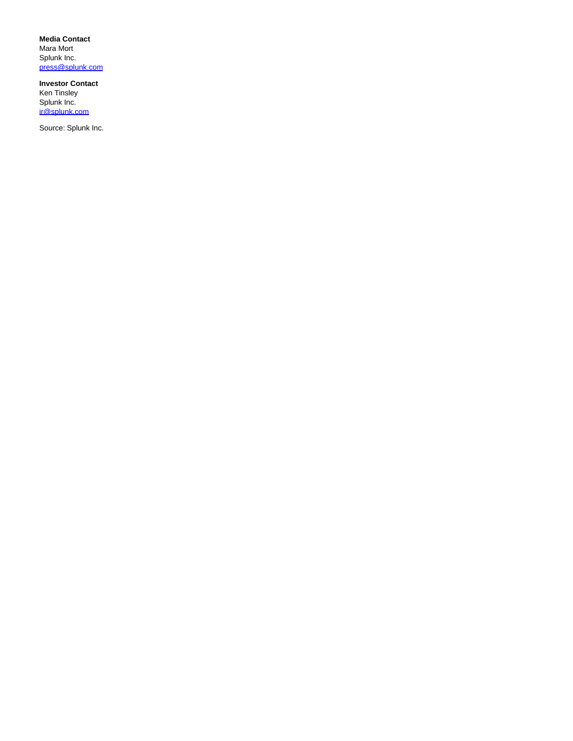**Media Contact**
Mara Mort
Splunk Inc.
press@splunk.com

**Investor Contact**
Ken Tinsley
Splunk Inc.
ir@splunk.com

Source: Splunk Inc.